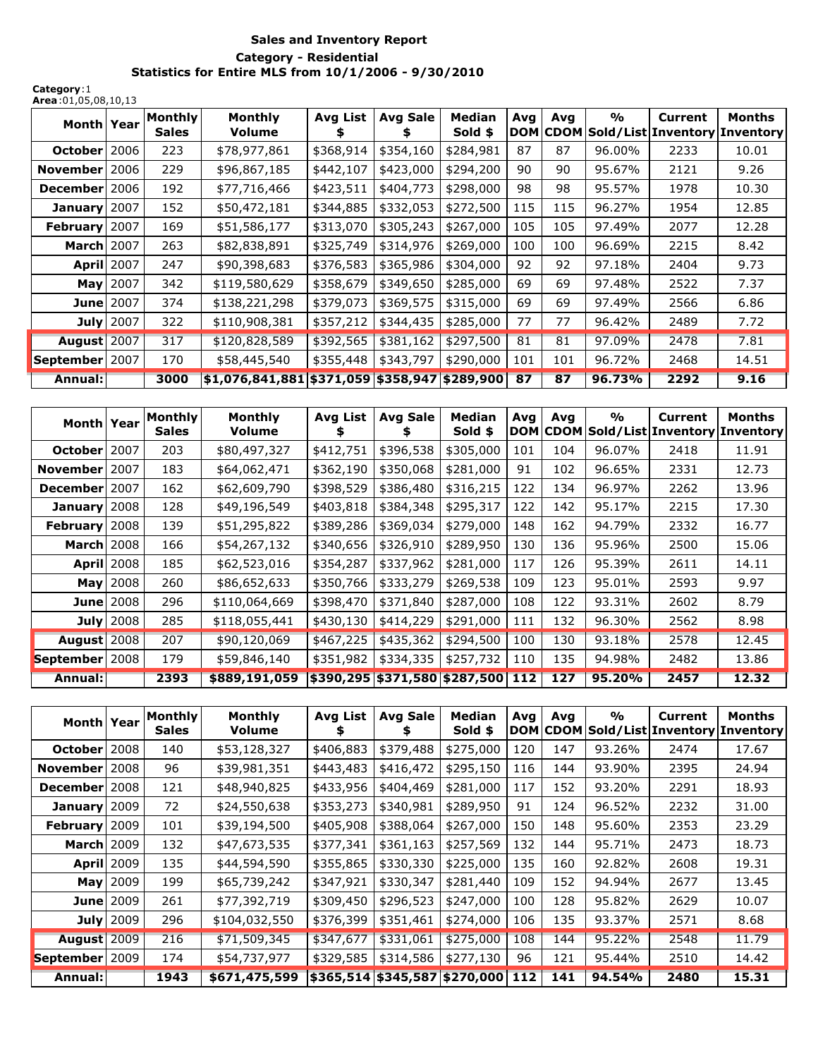**Sales and Inventory Report**

**Category - Residential**

**Statistics for Entire MLS from 10/1/2006 - 9/30/2010**

**Category**:1
**Area**:01,05,08,10,13

| Month | Year | Monthly Sales | Monthly Volume | Avg List $ | Avg Sale $ | Median Sold $ | Avg DOM | Avg CDOM | % Sold/List | Current Inventory | Months Inventory |
|---|---|---|---|---|---|---|---|---|---|---|---|
| October | 2006 | 223 | $78,977,861 | $368,914 | $354,160 | $284,981 | 87 | 87 | 96.00% | 2233 | 10.01 |
| November | 2006 | 229 | $96,867,185 | $442,107 | $423,000 | $294,200 | 90 | 90 | 95.67% | 2121 | 9.26 |
| December | 2006 | 192 | $77,716,466 | $423,511 | $404,773 | $298,000 | 98 | 98 | 95.57% | 1978 | 10.30 |
| January | 2007 | 152 | $50,472,181 | $344,885 | $332,053 | $272,500 | 115 | 115 | 96.27% | 1954 | 12.85 |
| February | 2007 | 169 | $51,586,177 | $313,070 | $305,243 | $267,000 | 105 | 105 | 97.49% | 2077 | 12.28 |
| March | 2007 | 263 | $82,838,891 | $325,749 | $314,976 | $269,000 | 100 | 100 | 96.69% | 2215 | 8.42 |
| April | 2007 | 247 | $90,398,683 | $376,583 | $365,986 | $304,000 | 92 | 92 | 97.18% | 2404 | 9.73 |
| May | 2007 | 342 | $119,580,629 | $358,679 | $349,650 | $285,000 | 69 | 69 | 97.48% | 2522 | 7.37 |
| June | 2007 | 374 | $138,221,298 | $379,073 | $369,575 | $315,000 | 69 | 69 | 97.49% | 2566 | 6.86 |
| July | 2007 | 322 | $110,908,381 | $357,212 | $344,435 | $285,000 | 77 | 77 | 96.42% | 2489 | 7.72 |
| August | 2007 | 317 | $120,828,589 | $392,565 | $381,162 | $297,500 | 81 | 81 | 97.09% | 2478 | 7.81 |
| September | 2007 | 170 | $58,445,540 | $355,448 | $343,797 | $290,000 | 101 | 101 | 96.72% | 2468 | 14.51 |
| **Annual:** | | **3000** | **$1,076,841,881** | **$371,059** | **$358,947** | **$289,900** | **87** | **87** | **96.73%** | **2292** | **9.16** |

| Month | Year | Monthly Sales | Monthly Volume | Avg List $ | Avg Sale $ | Median Sold $ | Avg DOM | Avg CDOM | % Sold/List | Current Inventory | Months Inventory |
|---|---|---|---|---|---|---|---|---|---|---|---|
| October | 2007 | 203 | $80,497,327 | $412,751 | $396,538 | $305,000 | 101 | 104 | 96.07% | 2418 | 11.91 |
| November | 2007 | 183 | $64,062,471 | $362,190 | $350,068 | $281,000 | 91 | 102 | 96.65% | 2331 | 12.73 |
| December | 2007 | 162 | $62,609,790 | $398,529 | $386,480 | $316,215 | 122 | 134 | 96.97% | 2262 | 13.96 |
| January | 2008 | 128 | $49,196,549 | $403,818 | $384,348 | $295,317 | 122 | 142 | 95.17% | 2215 | 17.30 |
| February | 2008 | 139 | $51,295,822 | $389,286 | $369,034 | $279,000 | 148 | 162 | 94.79% | 2332 | 16.77 |
| March | 2008 | 166 | $54,267,132 | $340,656 | $326,910 | $289,950 | 130 | 136 | 95.96% | 2500 | 15.06 |
| April | 2008 | 185 | $62,523,016 | $354,287 | $337,962 | $281,000 | 117 | 126 | 95.39% | 2611 | 14.11 |
| May | 2008 | 260 | $86,652,633 | $350,766 | $333,279 | $269,538 | 109 | 123 | 95.01% | 2593 | 9.97 |
| June | 2008 | 296 | $110,064,669 | $398,470 | $371,840 | $287,000 | 108 | 122 | 93.31% | 2602 | 8.79 |
| July | 2008 | 285 | $118,055,441 | $430,130 | $414,229 | $291,000 | 111 | 132 | 96.30% | 2562 | 8.98 |
| August | 2008 | 207 | $90,120,069 | $467,225 | $435,362 | $294,500 | 100 | 130 | 93.18% | 2578 | 12.45 |
| September | 2008 | 179 | $59,846,140 | $351,982 | $334,335 | $257,732 | 110 | 135 | 94.98% | 2482 | 13.86 |
| **Annual:** | | **2393** | **$889,191,059** | **$390,295** | **$371,580** | **$287,500** | **112** | **127** | **95.20%** | **2457** | **12.32** |

| Month | Year | Monthly Sales | Monthly Volume | Avg List $ | Avg Sale $ | Median Sold $ | Avg DOM | Avg CDOM | % Sold/List | Current Inventory | Months Inventory |
|---|---|---|---|---|---|---|---|---|---|---|---|
| October | 2008 | 140 | $53,128,327 | $406,883 | $379,488 | $275,000 | 120 | 147 | 93.26% | 2474 | 17.67 |
| November | 2008 | 96 | $39,981,351 | $443,483 | $416,472 | $295,150 | 116 | 144 | 93.90% | 2395 | 24.94 |
| December | 2008 | 121 | $48,940,825 | $433,956 | $404,469 | $281,000 | 117 | 152 | 93.20% | 2291 | 18.93 |
| January | 2009 | 72 | $24,550,638 | $353,273 | $340,981 | $289,950 | 91 | 124 | 96.52% | 2232 | 31.00 |
| February | 2009 | 101 | $39,194,500 | $405,908 | $388,064 | $267,000 | 150 | 148 | 95.60% | 2353 | 23.29 |
| March | 2009 | 132 | $47,673,535 | $377,341 | $361,163 | $257,569 | 132 | 144 | 95.71% | 2473 | 18.73 |
| April | 2009 | 135 | $44,594,590 | $355,865 | $330,330 | $225,000 | 135 | 160 | 92.82% | 2608 | 19.31 |
| May | 2009 | 199 | $65,739,242 | $347,921 | $330,347 | $281,440 | 109 | 152 | 94.94% | 2677 | 13.45 |
| June | 2009 | 261 | $77,392,719 | $309,450 | $296,523 | $247,000 | 100 | 128 | 95.82% | 2629 | 10.07 |
| July | 2009 | 296 | $104,032,550 | $376,399 | $351,461 | $274,000 | 106 | 135 | 93.37% | 2571 | 8.68 |
| August | 2009 | 216 | $71,509,345 | $347,677 | $331,061 | $275,000 | 108 | 144 | 95.22% | 2548 | 11.79 |
| September | 2009 | 174 | $54,737,977 | $329,585 | $314,586 | $277,130 | 96 | 121 | 95.44% | 2510 | 14.42 |
| **Annual:** | | **1943** | **$671,475,599** | **$365,514** | **$345,587** | **$270,000** | **112** | **141** | **94.54%** | **2480** | **15.31** |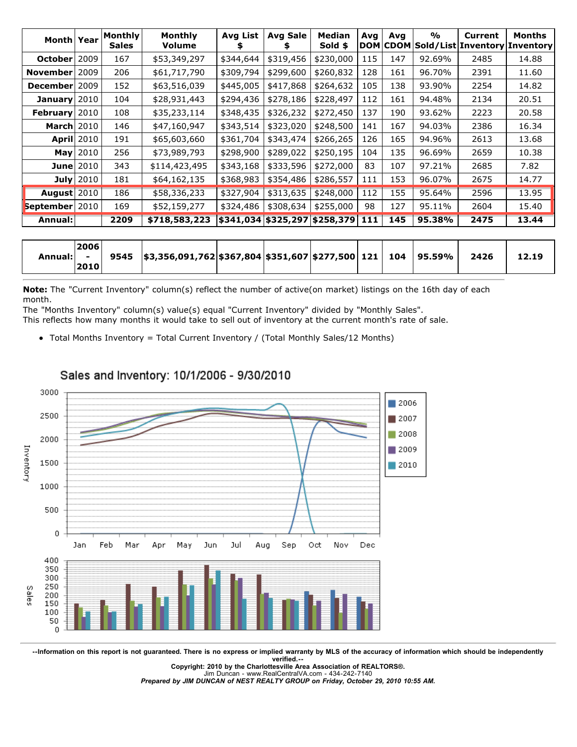| Month | Year | Monthly Sales | Monthly Volume | Avg List $ | Avg Sale $ | Median Sold $ | Avg DOM | Avg CDOM | % Sold/List | Current Inventory | Months Inventory |
|---|---|---|---|---|---|---|---|---|---|---|---|
| October | 2009 | 167 | $53,349,297 | $344,644 | $319,456 | $230,000 | 115 | 147 | 92.69% | 2485 | 14.88 |
| November | 2009 | 206 | $61,717,790 | $309,794 | $299,600 | $260,832 | 128 | 161 | 96.70% | 2391 | 11.60 |
| December | 2009 | 152 | $63,516,039 | $445,005 | $417,868 | $264,632 | 105 | 138 | 93.90% | 2254 | 14.82 |
| January | 2010 | 104 | $28,931,443 | $294,436 | $278,186 | $228,497 | 112 | 161 | 94.48% | 2134 | 20.51 |
| February | 2010 | 108 | $35,233,114 | $348,435 | $326,232 | $272,450 | 137 | 190 | 93.62% | 2223 | 20.58 |
| March | 2010 | 146 | $47,160,947 | $343,514 | $323,020 | $248,500 | 141 | 167 | 94.03% | 2386 | 16.34 |
| April | 2010 | 191 | $65,603,660 | $361,704 | $343,474 | $266,265 | 126 | 165 | 94.96% | 2613 | 13.68 |
| May | 2010 | 256 | $73,989,793 | $298,900 | $289,022 | $250,195 | 104 | 135 | 96.69% | 2659 | 10.38 |
| June | 2010 | 343 | $114,423,495 | $343,168 | $333,596 | $272,000 | 83 | 107 | 97.21% | 2685 | 7.82 |
| July | 2010 | 181 | $64,162,135 | $368,983 | $354,486 | $286,557 | 111 | 153 | 96.07% | 2675 | 14.77 |
| August | 2010 | 186 | $58,336,233 | $327,904 | $313,635 | $248,000 | 112 | 155 | 95.64% | 2596 | 13.95 |
| September | 2010 | 169 | $52,159,277 | $324,486 | $308,634 | $255,000 | 98 | 127 | 95.11% | 2604 | 15.40 |
| **Annual:** | | **2209** | **$718,583,223** | **$341,034** | **$325,297** | **$258,379** | **111** | **145** | **95.38%** | **2475** | **13.44** |

| | | | | | | | | | | | |
|---|---|---|---|---|---|---|---|---|---|---|---|
| **Annual:** | **2006 - 2010** | **9545** | **$3,356,091,762** | **$367,804** | **$351,607** | **$277,500** | **121** | **104** | **95.59%** | **2426** | **12.19** |

**Note:** The "Current Inventory" column(s) reflect the number of active(on market) listings on the 16th day of each month.
The "Months Inventory" column(s) value(s) equal "Current Inventory" divided by "Monthly Sales".
This reflects how many months it would take to sell out of inventory at the current month's rate of sale.

- Total Months Inventory = Total Current Inventory / (Total Monthly Sales/12 Months)

Sales and Inventory: 10/1/2006 - 9/30/2010

Inventory
3000
2500
2000
1500
1000
500
0
Jan Feb Mar Apr May Jun Jul Aug Sep Oct Nov Dec

2006
2007
2008
2009
2010

Sales
400
350
300
250
200
150
100
50
0

**--Information on this report is not guaranteed. There is no express or implied warranty by MLS of the accuracy of information which should be independently verified.--**
**Copyright: 2010 by the Charlottesville Area Association of REALTORS®.**
Jim Duncan - www.RealCentralVA.com - 434-242-7140
***Prepared by JIM DUNCAN of NEST REALTY GROUP on Friday, October 29, 2010 10:55 AM.***